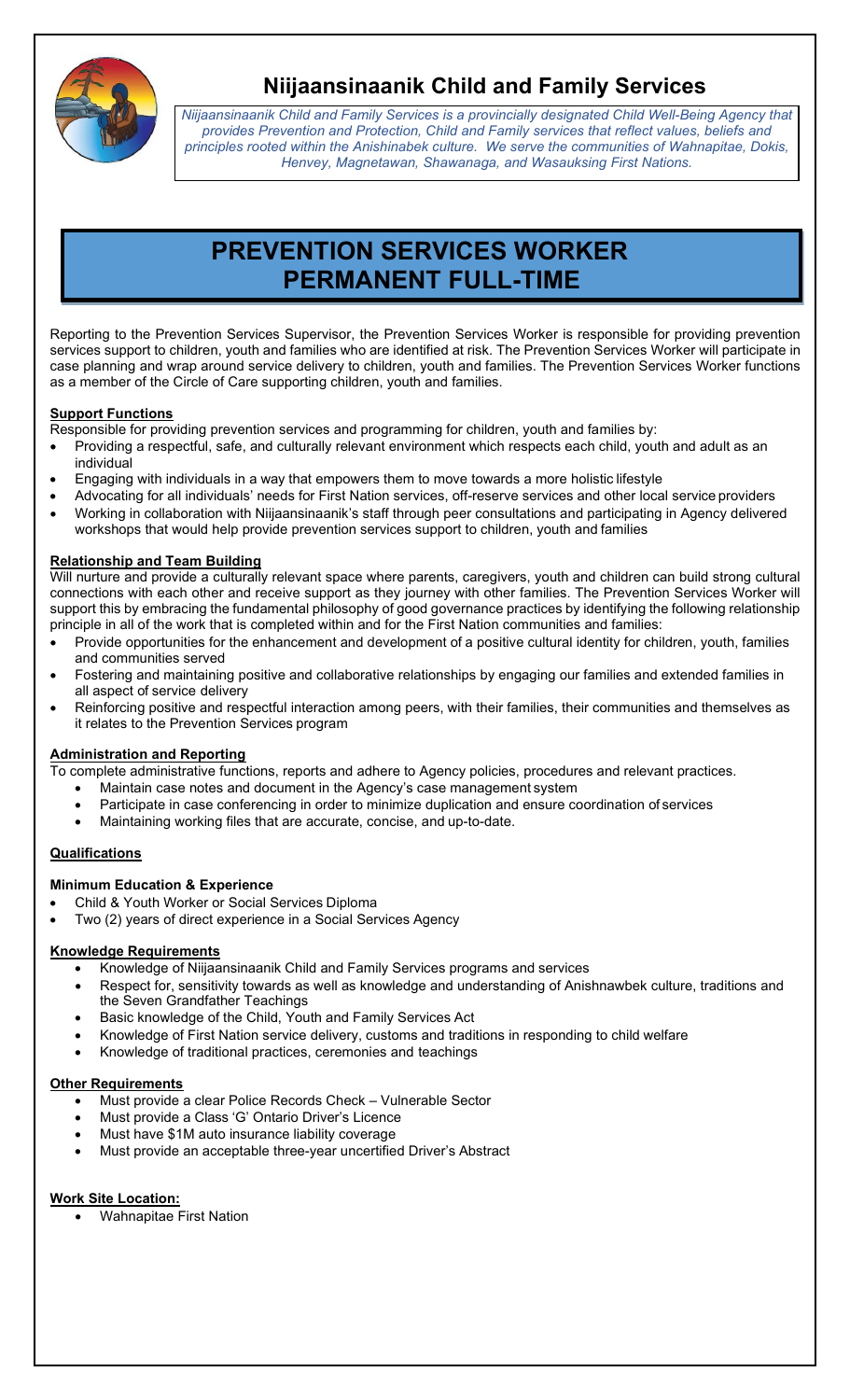# Niijaansinaanik Child and Family Services

*Niijaansinaanik Child and Family Services is a provincially designated Child Well-Being Agency that provides Prevention and Protection, Child and Family services that reflect values, beliefs and principles rooted within the Anishinabek culture. We serve the communities of Wahnapitae, Dokis, Henvey, Magnetawan, Shawanaga, and Wasauksing First Nations.*

# PREVENTION SERVICES WORKER PERMANENT FULL-TIME

Reporting to the Prevention Services Supervisor, the Prevention Services Worker is responsible for providing prevention services support to children, youth and families who are identified at risk. The Prevention Services Worker will participate in case planning and wrap around service delivery to children, youth and families. The Prevention Services Worker functions as a member of the Circle of Care supporting children, youth and families.

**Support Functions**

Responsible for providing prevention services and programming for children, youth and families by:

- Providing a respectful, safe, and culturally relevant environment which respects each child, youth and adult as an individual
- Engaging with individuals in a way that empowers them to move towards a more holistic lifestyle
- Advocating for all individuals' needs for First Nation services, off-reserve services and other local service providers
- Working in collaboration with Niijaansinaanik's staff through peer consultations and participating in Agency delivered workshops that would help provide prevention services support to children, youth and families

**Relationship and Team Building**

Will nurture and provide a culturally relevant space where parents, caregivers, youth and children can build strong cultural connections with each other and receive support as they journey with other families. The Prevention Services Worker will support this by embracing the fundamental philosophy of good governance practices by identifying the following relationship principle in all of the work that is completed within and for the First Nation communities and families:

- Provide opportunities for the enhancement and development of a positive cultural identity for children, youth, families and communities served
- Fostering and maintaining positive and collaborative relationships by engaging our families and extended families in all aspect of service delivery
- Reinforcing positive and respectful interaction among peers, with their families, their communities and themselves as it relates to the Prevention Services program

**Administration and Reporting**

To complete administrative functions, reports and adhere to Agency policies, procedures and relevant practices.

- Maintain case notes and document in the Agency's case management system
- Participate in case conferencing in order to minimize duplication and ensure coordination of services
- Maintaining working files that are accurate, concise, and up-to-date.

**Qualifications**

**Minimum Education & Experience**

- Child & Youth Worker or Social Services Diploma
- Two (2) years of direct experience in a Social Services Agency

**Knowledge Requirements**

- Knowledge of Niijaansinaanik Child and Family Services programs and services
- Respect for, sensitivity towards as well as knowledge and understanding of Anishnawbek culture, traditions and the Seven Grandfather Teachings
- Basic knowledge of the Child, Youth and Family Services Act
- Knowledge of First Nation service delivery, customs and traditions in responding to child welfare
- Knowledge of traditional practices, ceremonies and teachings

**Other Requirements**

- Must provide a clear Police Records Check – Vulnerable Sector
- Must provide a Class 'G' Ontario Driver's Licence
- Must have $1M auto insurance liability coverage
- Must provide an acceptable three-year uncertified Driver's Abstract

**Work Site Location:**

- Wahnapitae First Nation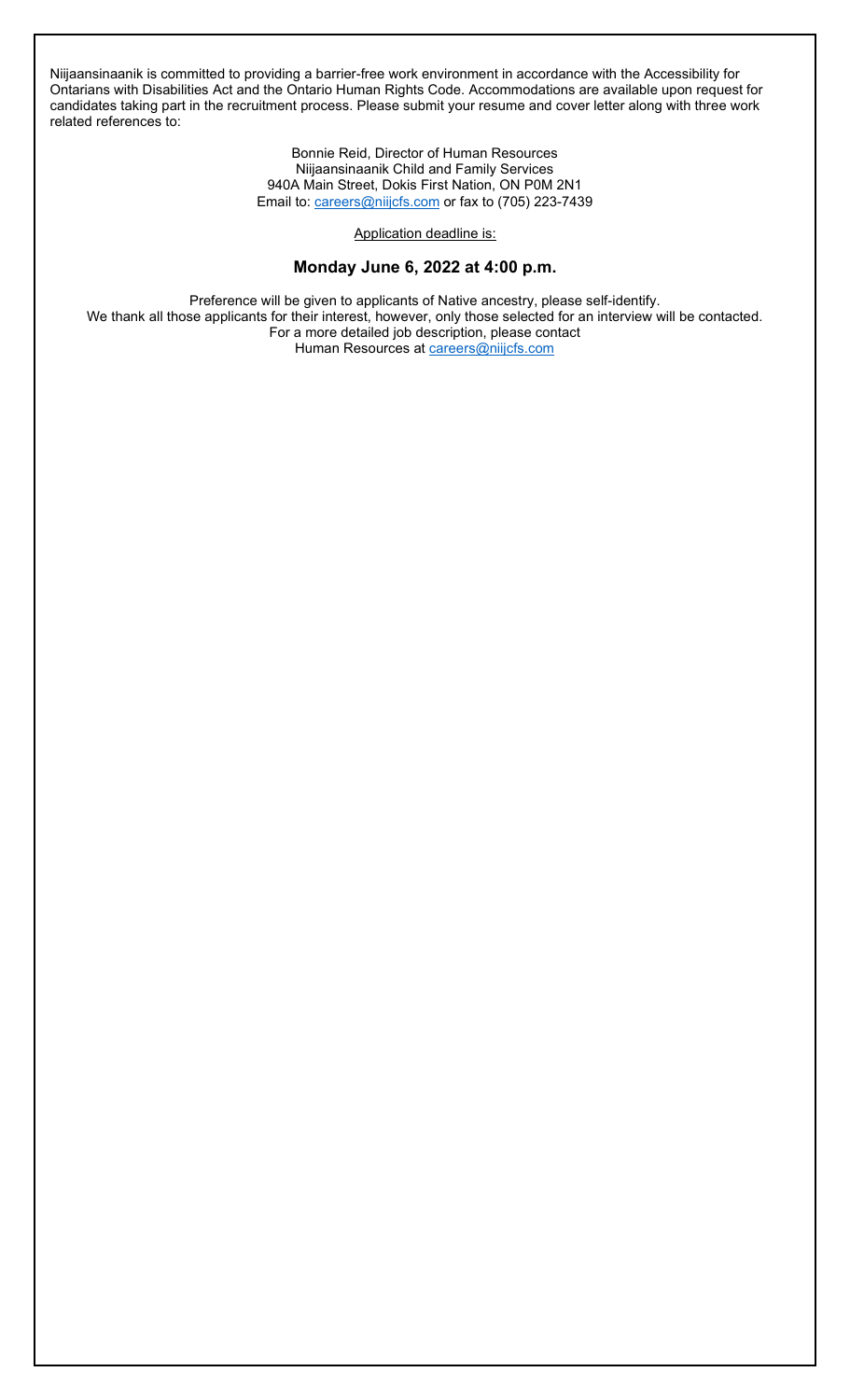Niijaansinaanik is committed to providing a barrier-free work environment in accordance with the Accessibility for Ontarians with Disabilities Act and the Ontario Human Rights Code. Accommodations are available upon request for candidates taking part in the recruitment process. Please submit your resume and cover letter along with three work related references to:

Bonnie Reid, Director of Human Resources
Niijaansinaanik Child and Family Services
940A Main Street, Dokis First Nation, ON P0M 2N1
Email to: careers@niijcfs.com or fax to (705) 223-7439

Application deadline is:

**Monday June 6, 2022 at 4:00 p.m.**

Preference will be given to applicants of Native ancestry, please self-identify.
We thank all those applicants for their interest, however, only those selected for an interview will be contacted.
For a more detailed job description, please contact
Human Resources at careers@niijcfs.com